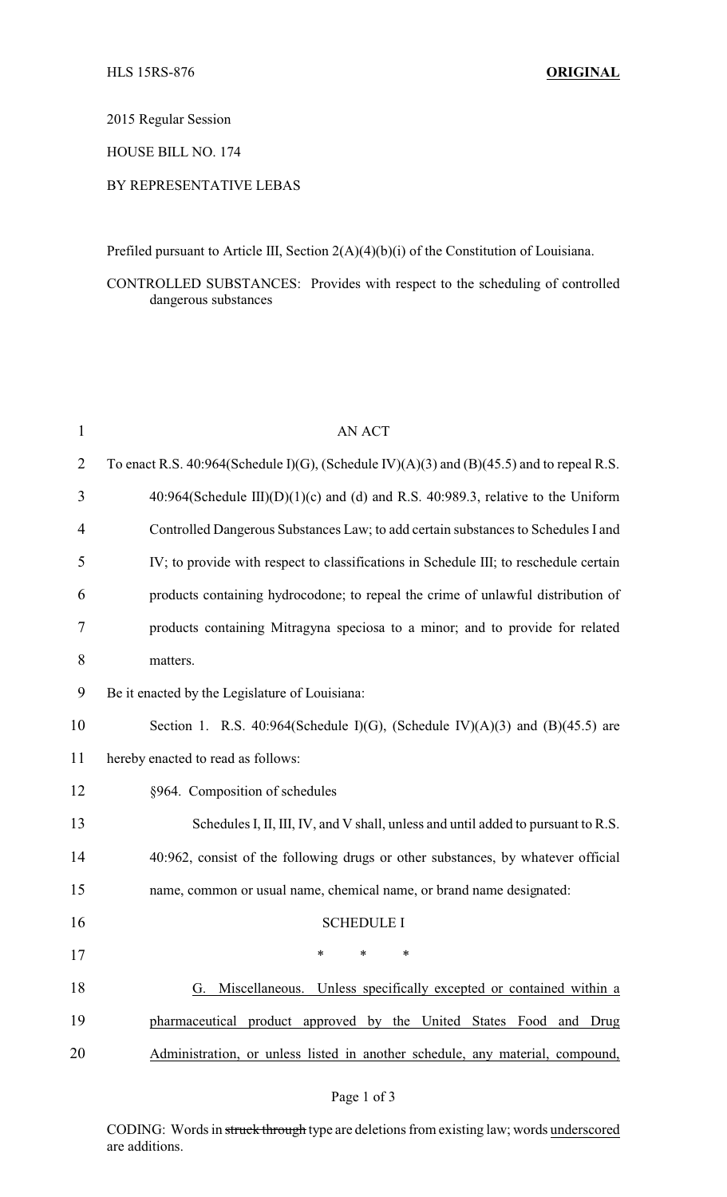HLS 15RS-876 **ORIGINAL**

2015 Regular Session

HOUSE BILL NO. 174

BY REPRESENTATIVE LEBAS

Prefiled pursuant to Article III, Section 2(A)(4)(b)(i) of the Constitution of Louisiana.

CONTROLLED SUBSTANCES: Provides with respect to the scheduling of controlled dangerous substances

AN ACT

To enact R.S. 40:964(Schedule I)(G), (Schedule IV)(A)(3) and (B)(45.5) and to repeal R.S. 40:964(Schedule III)(D)(1)(c) and (d) and R.S. 40:989.3, relative to the Uniform Controlled Dangerous Substances Law; to add certain substances to Schedules I and IV; to provide with respect to classifications in Schedule III; to reschedule certain products containing hydrocodone; to repeal the crime of unlawful distribution of products containing Mitragyna speciosa to a minor; and to provide for related matters.

Be it enacted by the Legislature of Louisiana:

Section 1. R.S. 40:964(Schedule I)(G), (Schedule IV)(A)(3) and (B)(45.5) are hereby enacted to read as follows:

§964. Composition of schedules

Schedules I, II, III, IV, and V shall, unless and until added to pursuant to R.S. 40:962, consist of the following drugs or other substances, by whatever official name, common or usual name, chemical name, or brand name designated:

SCHEDULE I

\* \* \*

G. Miscellaneous. Unless specifically excepted or contained within a pharmaceutical product approved by the United States Food and Drug Administration, or unless listed in another schedule, any material, compound,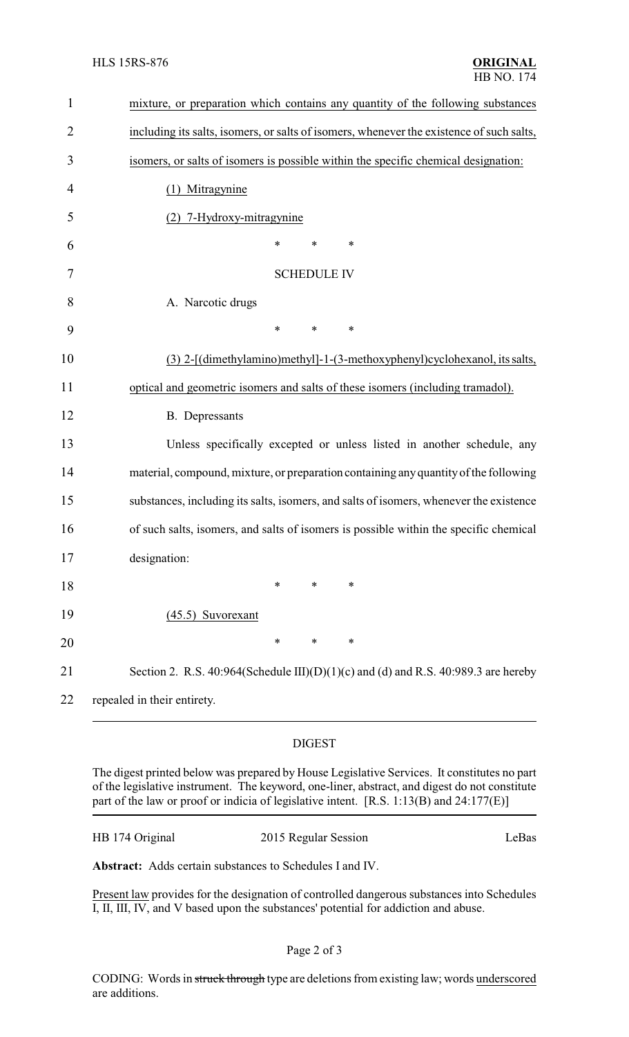mixture, or preparation which contains any quantity of the following substances including its salts, isomers, or salts of isomers, whenever the existence of such salts, isomers, or salts of isomers is possible within the specific chemical designation:

(1) Mitragynine

(2) 7-Hydroxy-mitragynine

\*   \*   \*

SCHEDULE IV

A. Narcotic drugs

\*   \*   \*

(3) 2-[(dimethylamino)methyl]-1-(3-methoxyphenyl)cyclohexanol, its salts, optical and geometric isomers and salts of these isomers (including tramadol).

B. Depressants

Unless specifically excepted or unless listed in another schedule, any material, compound, mixture, or preparation containing any quantity of the following substances, including its salts, isomers, and salts of isomers, whenever the existence of such salts, isomers, and salts of isomers is possible within the specific chemical designation:

\*   \*   \*

(45.5) Suvorexant

\*   \*   \*

Section 2. R.S. 40:964(Schedule III)(D)(1)(c) and (d) and R.S. 40:989.3 are hereby repealed in their entirety.

---

## DIGEST

The digest printed below was prepared by House Legislative Services. It constitutes no part of the legislative instrument. The keyword, one-liner, abstract, and digest do not constitute part of the law or proof or indicia of legislative intent. [R.S. 1:13(B) and 24:177(E)]

HB 174 Original | 2015 Regular Session | LeBas

**Abstract:** Adds certain substances to Schedules I and IV.

Present law provides for the designation of controlled dangerous substances into Schedules I, II, III, IV, and V based upon the substances' potential for addiction and abuse.

CODING: Words in ~~struck through~~ type are deletions from existing law; words underscored are additions.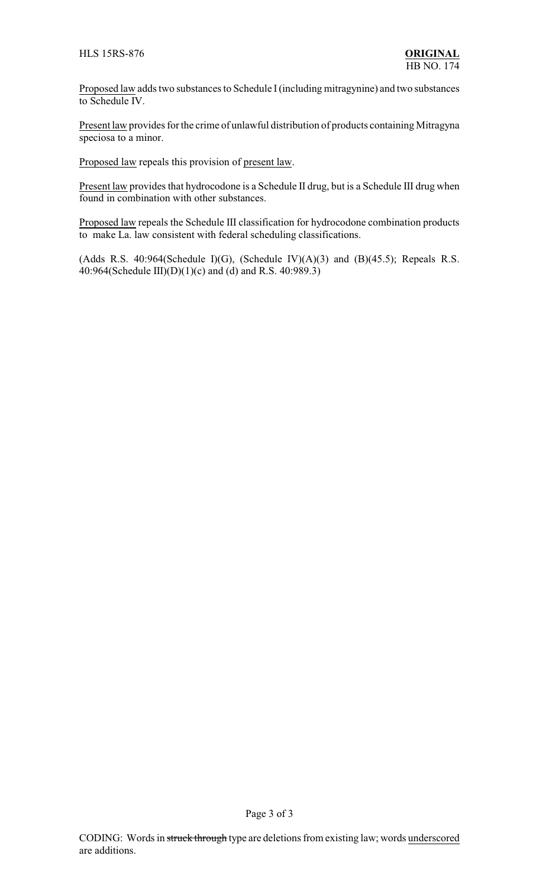Proposed law adds two substances to Schedule I (including mitragynine) and two substances to Schedule IV.

Present law provides for the crime of unlawful distribution of products containing Mitragyna speciosa to a minor.

Proposed law repeals this provision of present law.

Present law provides that hydrocodone is a Schedule II drug, but is a Schedule III drug when found in combination with other substances.

Proposed law repeals the Schedule III classification for hydrocodone combination products to make La. law consistent with federal scheduling classifications.

(Adds R.S. 40:964(Schedule I)(G), (Schedule IV)(A)(3) and (B)(45.5); Repeals R.S. 40:964(Schedule III)(D)(1)(c) and (d) and R.S. 40:989.3)

CODING: Words in ~~struck through~~ type are deletions from existing law; words underscored are additions.